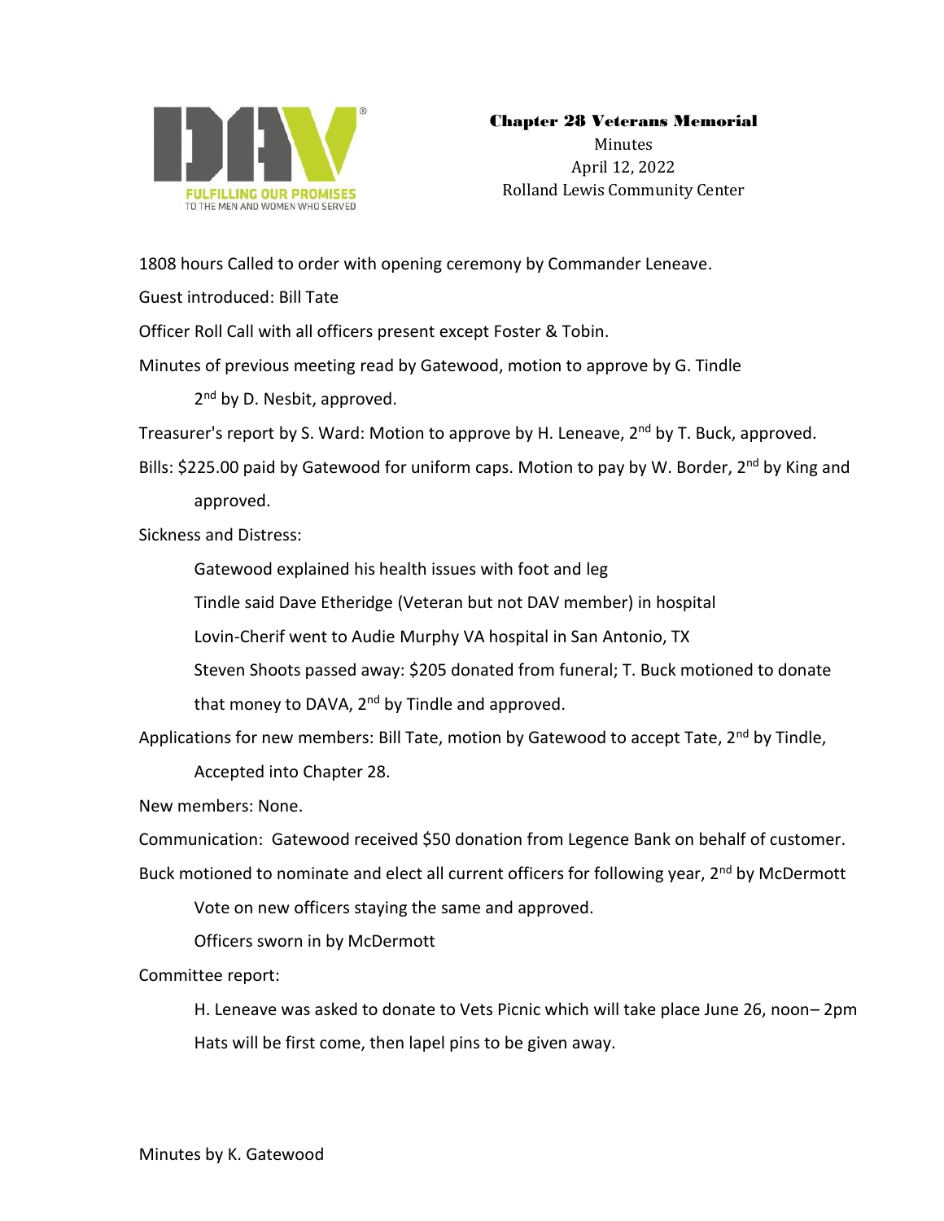# Chapter 28 Veterans Memorial

Minutes
April 12, 2022
Rolland Lewis Community Center

1808 hours Called to order with opening ceremony by Commander Leneave.

Guest introduced: Bill Tate

Officer Roll Call with all officers present except Foster & Tobin.

Minutes of previous meeting read by Gatewood, motion to approve by G. Tindle
2nd by D. Nesbit, approved.

Treasurer's report by S. Ward: Motion to approve by H. Leneave, 2nd by T. Buck, approved.

Bills: $225.00 paid by Gatewood for uniform caps. Motion to pay by W. Border, 2nd by King and approved.

Sickness and Distress:

Gatewood explained his health issues with foot and leg

Tindle said Dave Etheridge (Veteran but not DAV member) in hospital

Lovin-Cherif went to Audie Murphy VA hospital in San Antonio, TX

Steven Shoots passed away: $205 donated from funeral; T. Buck motioned to donate that money to DAVA, 2nd by Tindle and approved.

Applications for new members: Bill Tate, motion by Gatewood to accept Tate, 2nd by Tindle,
Accepted into Chapter 28.

New members: None.

Communication: Gatewood received $50 donation from Legence Bank on behalf of customer.

Buck motioned to nominate and elect all current officers for following year, 2nd by McDermott

Vote on new officers staying the same and approved.

Officers sworn in by McDermott

Committee report:

H. Leneave was asked to donate to Vets Picnic which will take place June 26, noon– 2pm

Hats will be first come, then lapel pins to be given away.

Minutes by K. Gatewood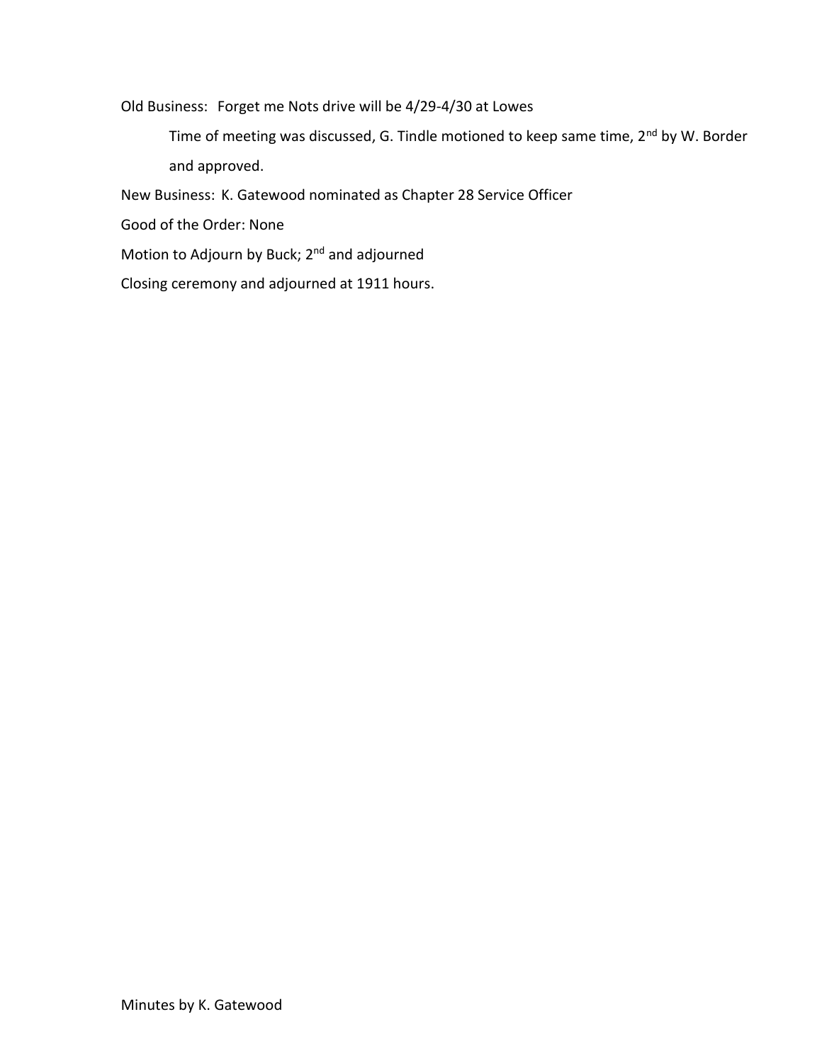Old Business: Forget me Nots drive will be 4/29-4/30 at Lowes

Time of meeting was discussed, G. Tindle motioned to keep same time, 2nd by W. Border and approved.

New Business: K. Gatewood nominated as Chapter 28 Service Officer

Good of the Order: None

Motion to Adjourn by Buck; 2nd and adjourned

Closing ceremony and adjourned at 1911 hours.

Minutes by K. Gatewood